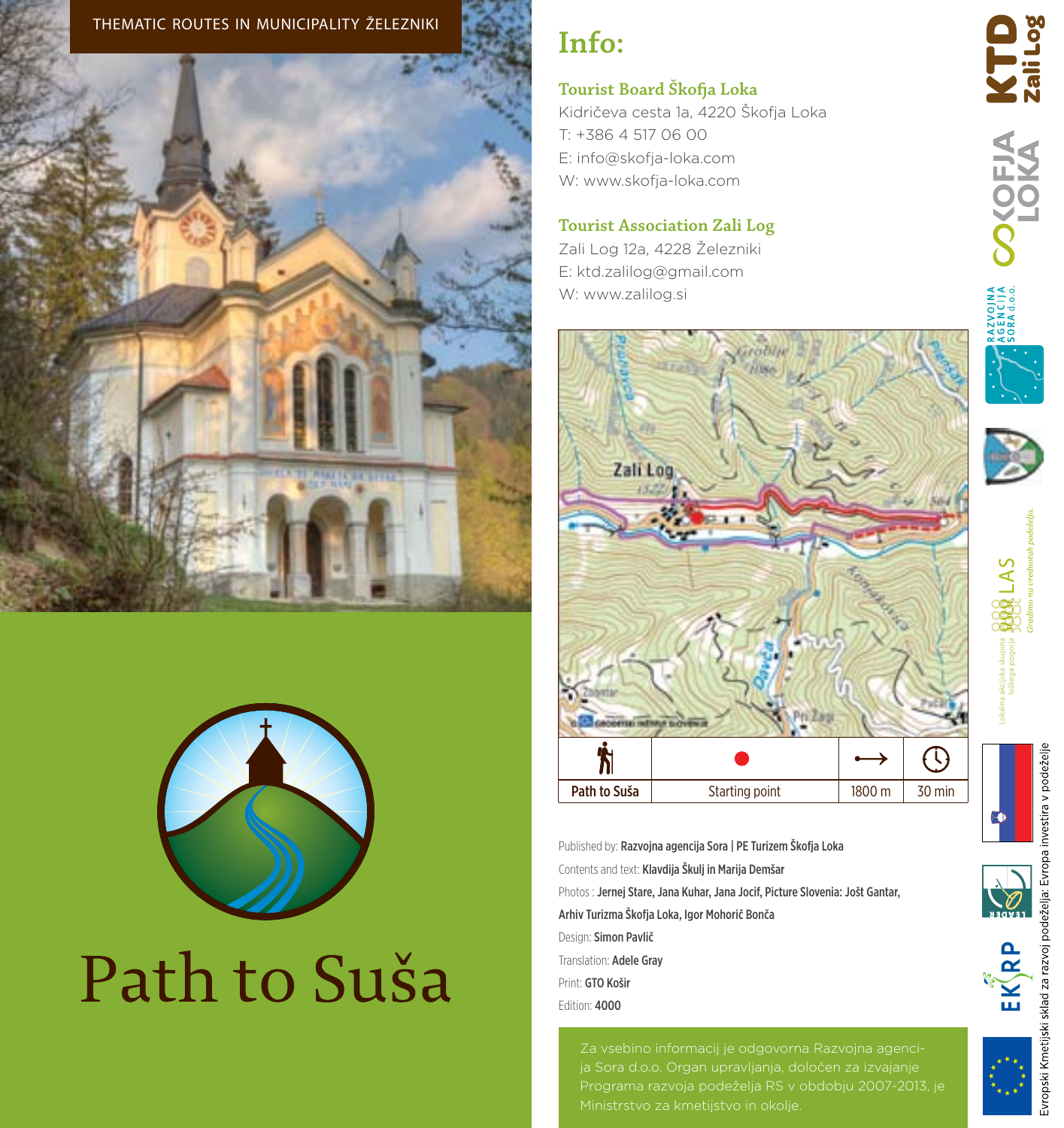THEMATIC ROUTES IN MUNICIPALITY ŽELEZNIKI

# Path to Suša

## Info:

**Tourist Board Škofja Loka**
Kidričeva cesta 1a, 4220 Škofja Loka
T: +386 4 517 06 00
E: info@skofja-loka.com
W: www.skofja-loka.com

**Tourist Association Zali Log**
Zali Log 12a, 4228 Železniki
E: ktd.zalilog@gmail.com
W: www.zalilog.si

| Path to Suša | Starting point | 1800 m | 30 min |
|---|---|---|---|

Published by: **Razvojna agencija Sora | PE Turizem Škofja Loka**
Contents and text: **Klavdija Škulj in Marija Demšar**
Photos : **Jernej Stare, Jana Kuhar, Jana Jocif, Picture Slovenia: Jošt Gantar, Arhiv Turizma Škofja Loka, Igor Mohorič Bonča**
Design: **Simon Pavlič**
Translation: **Adele Gray**
Print: **GTO Košir**
Edition: **4000**

Za vsebino informacij je odgovorna Razvojna agencija Sora d.o.o. Organ upravljanja, določen za izvajanje Programa razvoja podeželja RS v obdobju 2007-2013, je Ministrstvo za kmetijstvo in okolje.

Evropski Kmetijski sklad za razvoj podeželja: Evropa investira v podeželje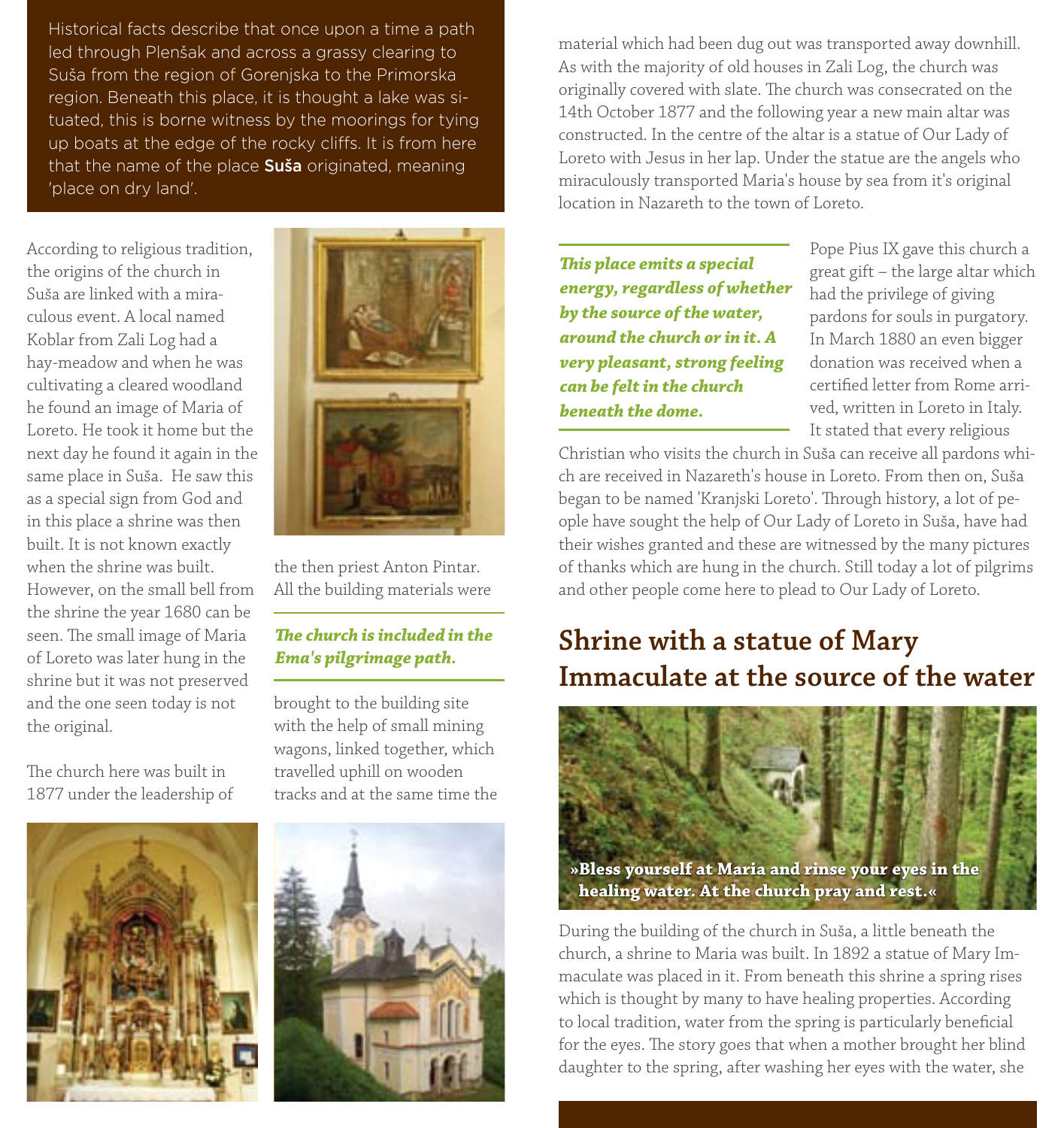Historical facts describe that once upon a time a path led through Plenšak and across a grassy clearing to Suša from the region of Gorenjska to the Primorska region. Beneath this place, it is thought a lake was situated, this is borne witness by the moorings for tying up boats at the edge of the rocky cliffs. It is from here that the name of the place **Suša** originated, meaning 'place on dry land'.

According to religious tradition, the origins of the church in Suša are linked with a miraculous event. A local named Koblar from Zali Log had a hay-meadow and when he was cultivating a cleared woodland he found an image of Maria of Loreto. He took it home but the next day he found it again in the same place in Suša. He saw this as a special sign from God and in this place a shrine was then built. It is not known exactly when the shrine was built. However, on the small bell from the shrine the year 1680 can be seen. The small image of Maria of Loreto was later hung in the shrine but it was not preserved and the one seen today is not the original.

The church here was built in 1877 under the leadership of the then priest Anton Pintar. All the building materials were brought to the building site with the help of small mining wagons, linked together, which travelled uphill on wooden tracks and at the same time the material which had been dug out was transported away downhill. As with the majority of old houses in Zali Log, the church was originally covered with slate. The church was consecrated on the 14th October 1877 and the following year a new main altar was constructed. In the centre of the altar is a statue of Our Lady of Loreto with Jesus in her lap. Under the statue are the angels who miraculously transported Maria's house by sea from it's original location in Nazareth to the town of Loreto.

***The church is included in the Ema's pilgrimage path.***

***This place emits a special energy, regardless of whether by the source of the water, around the church or in it. A very pleasant, strong feeling can be felt in the church beneath the dome.***

Pope Pius IX gave this church a great gift – the large altar which had the privilege of giving pardons for souls in purgatory. In March 1880 an even bigger donation was received when a certified letter from Rome arrived, written in Loreto in Italy. It stated that every religious Christian who visits the church in Suša can receive all pardons which are received in Nazareth's house in Loreto. From then on, Suša began to be named 'Kranjski Loreto'. Through history, a lot of people have sought the help of Our Lady of Loreto in Suša, have had their wishes granted and these are witnessed by the many pictures of thanks which are hung in the church. Still today a lot of pilgrims and other people come here to plead to Our Lady of Loreto.

## Shrine with a statue of Mary Immaculate at the source of the water

**»Bless yourself at Maria and rinse your eyes in the healing water. At the church pray and rest.«**

During the building of the church in Suša, a little beneath the church, a shrine to Maria was built. In 1892 a statue of Mary Immaculate was placed in it. From beneath this shrine a spring rises which is thought by many to have healing properties. According to local tradition, water from the spring is particularly beneficial for the eyes. The story goes that when a mother brought her blind daughter to the spring, after washing her eyes with the water, she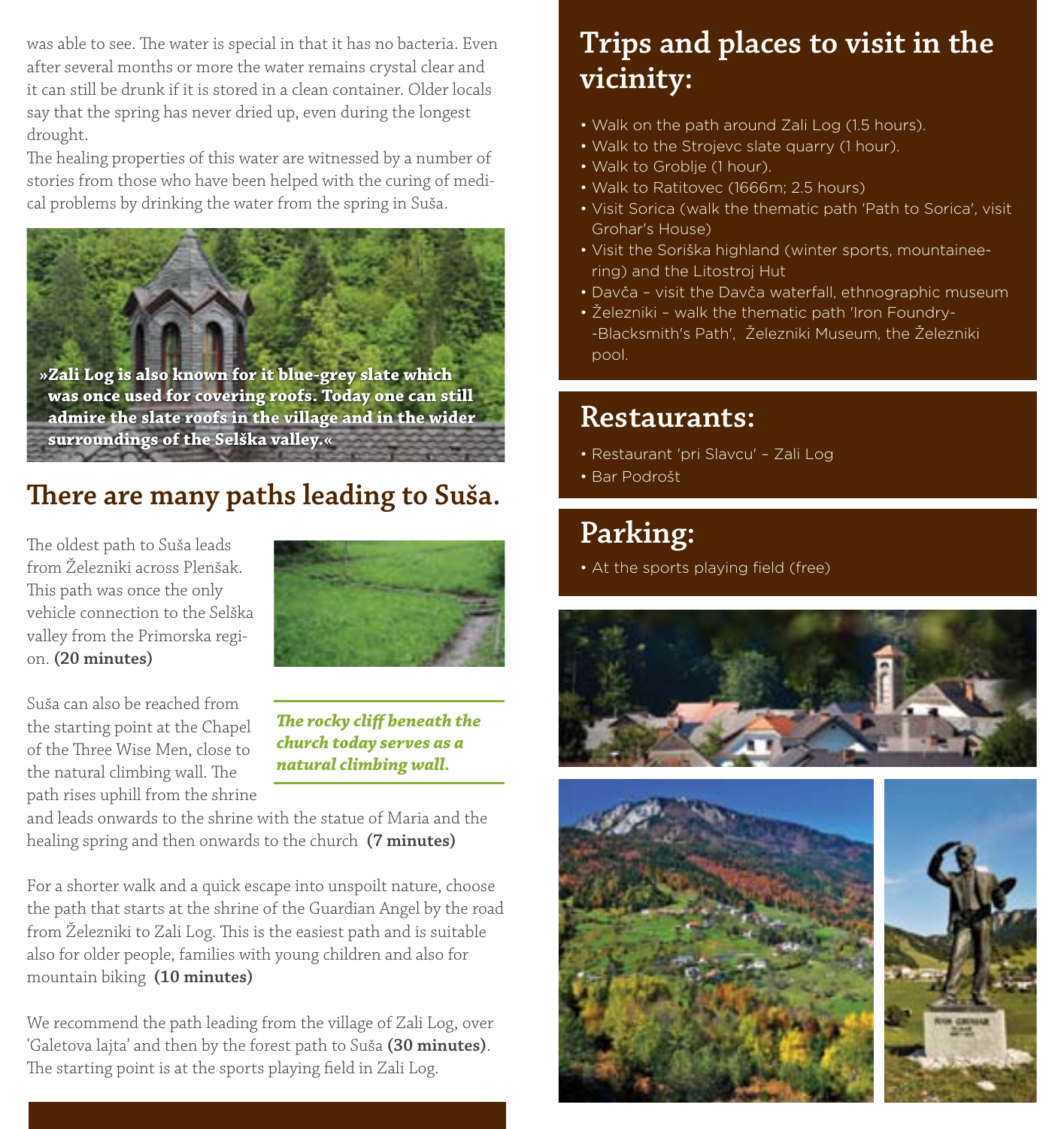was able to see. The water is special in that it has no bacteria. Even after several months or more the water remains crystal clear and it can still be drunk if it is stored in a clean container. Older locals say that the spring has never dried up, even during the longest drought.

The healing properties of this water are witnessed by a number of stories from those who have been helped with the curing of medical problems by drinking the water from the spring in Suša.

**»Zali Log is also known for it blue-grey slate which was once used for covering roofs. Today one can still admire the slate roofs in the village and in the wider surroundings of the Selška valley.«**

## There are many paths leading to Suša.

The oldest path to Suša leads from Železniki across Plenšak. This path was once the only vehicle connection to the Selška valley from the Primorska region. **(20 minutes)**

Suša can also be reached from the starting point at the Chapel of the Three Wise Men, close to the natural climbing wall. The path rises uphill from the shrine and leads onwards to the shrine with the statue of Maria and the healing spring and then onwards to the church **(7 minutes)**

***The rocky cliff beneath the church today serves as a natural climbing wall.***

For a shorter walk and a quick escape into unspoilt nature, choose the path that starts at the shrine of the Guardian Angel by the road from Železniki to Zali Log. This is the easiest path and is suitable also for older people, families with young children and also for mountain biking **(10 minutes)**

We recommend the path leading from the village of Zali Log, over 'Galetova lajta' and then by the forest path to Suša **(30 minutes)**. The starting point is at the sports playing field in Zali Log.

## Trips and places to visit in the vicinity:

- Walk on the path around Zali Log (1.5 hours).
- Walk to the Strojevc slate quarry (1 hour).
- Walk to Groblje (1 hour).
- Walk to Ratitovec (1666m; 2.5 hours)
- Visit Sorica (walk the thematic path 'Path to Sorica', visit Grohar's House)
- Visit the Soriška highland (winter sports, mountaineering) and the Litostroj Hut
- Davča – visit the Davča waterfall, ethnographic museum
- Železniki – walk the thematic path 'Iron Foundry--Blacksmith's Path', Železniki Museum, the Železniki pool.

## Restaurants:

- Restaurant 'pri Slavcu' – Zali Log
- Bar Podrošt

## Parking:

- At the sports playing field (free)